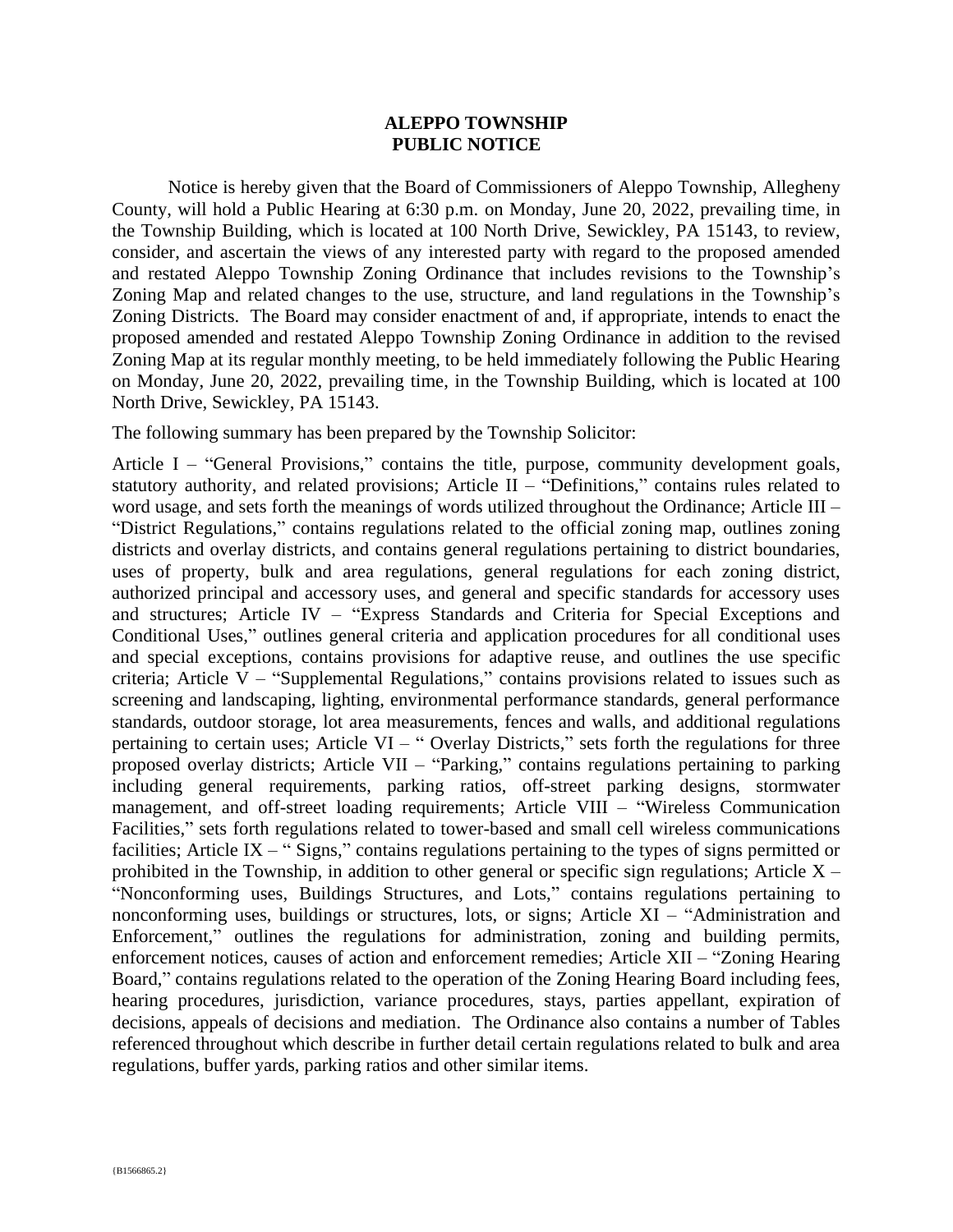**ALEPPO TOWNSHIP**
**PUBLIC NOTICE**

Notice is hereby given that the Board of Commissioners of Aleppo Township, Allegheny County, will hold a Public Hearing at 6:30 p.m. on Monday, June 20, 2022, prevailing time, in the Township Building, which is located at 100 North Drive, Sewickley, PA 15143, to review, consider, and ascertain the views of any interested party with regard to the proposed amended and restated Aleppo Township Zoning Ordinance that includes revisions to the Township's Zoning Map and related changes to the use, structure, and land regulations in the Township's Zoning Districts. The Board may consider enactment of and, if appropriate, intends to enact the proposed amended and restated Aleppo Township Zoning Ordinance in addition to the revised Zoning Map at its regular monthly meeting, to be held immediately following the Public Hearing on Monday, June 20, 2022, prevailing time, in the Township Building, which is located at 100 North Drive, Sewickley, PA 15143.

The following summary has been prepared by the Township Solicitor:

Article I – "General Provisions," contains the title, purpose, community development goals, statutory authority, and related provisions; Article II – "Definitions," contains rules related to word usage, and sets forth the meanings of words utilized throughout the Ordinance; Article III – "District Regulations," contains regulations related to the official zoning map, outlines zoning districts and overlay districts, and contains general regulations pertaining to district boundaries, uses of property, bulk and area regulations, general regulations for each zoning district, authorized principal and accessory uses, and general and specific standards for accessory uses and structures; Article IV – "Express Standards and Criteria for Special Exceptions and Conditional Uses," outlines general criteria and application procedures for all conditional uses and special exceptions, contains provisions for adaptive reuse, and outlines the use specific criteria; Article V – "Supplemental Regulations," contains provisions related to issues such as screening and landscaping, lighting, environmental performance standards, general performance standards, outdoor storage, lot area measurements, fences and walls, and additional regulations pertaining to certain uses; Article VI – " Overlay Districts," sets forth the regulations for three proposed overlay districts; Article VII – "Parking," contains regulations pertaining to parking including general requirements, parking ratios, off-street parking designs, stormwater management, and off-street loading requirements; Article VIII – "Wireless Communication Facilities," sets forth regulations related to tower-based and small cell wireless communications facilities; Article IX – " Signs," contains regulations pertaining to the types of signs permitted or prohibited in the Township, in addition to other general or specific sign regulations; Article X – "Nonconforming uses, Buildings Structures, and Lots," contains regulations pertaining to nonconforming uses, buildings or structures, lots, or signs; Article XI – "Administration and Enforcement," outlines the regulations for administration, zoning and building permits, enforcement notices, causes of action and enforcement remedies; Article XII – "Zoning Hearing Board," contains regulations related to the operation of the Zoning Hearing Board including fees, hearing procedures, jurisdiction, variance procedures, stays, parties appellant, expiration of decisions, appeals of decisions and mediation. The Ordinance also contains a number of Tables referenced throughout which describe in further detail certain regulations related to bulk and area regulations, buffer yards, parking ratios and other similar items.

{B1566865.2}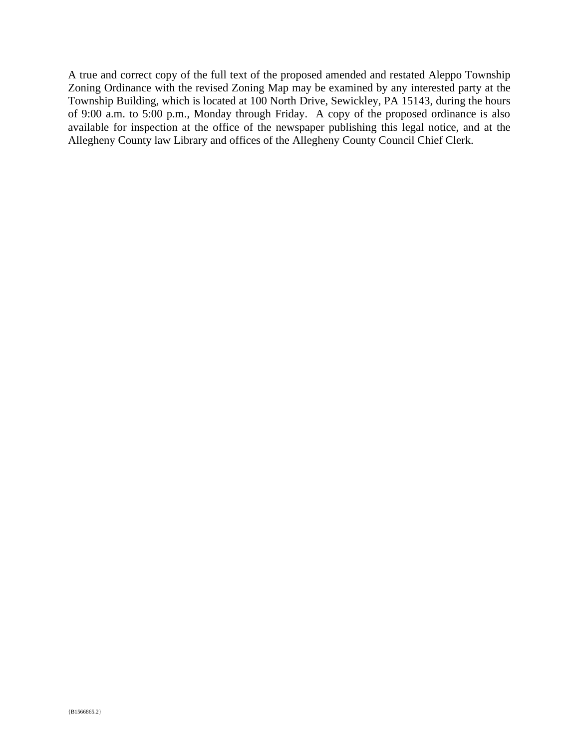A true and correct copy of the full text of the proposed amended and restated Aleppo Township Zoning Ordinance with the revised Zoning Map may be examined by any interested party at the Township Building, which is located at 100 North Drive, Sewickley, PA 15143, during the hours of 9:00 a.m. to 5:00 p.m., Monday through Friday. A copy of the proposed ordinance is also available for inspection at the office of the newspaper publishing this legal notice, and at the Allegheny County law Library and offices of the Allegheny County Council Chief Clerk.